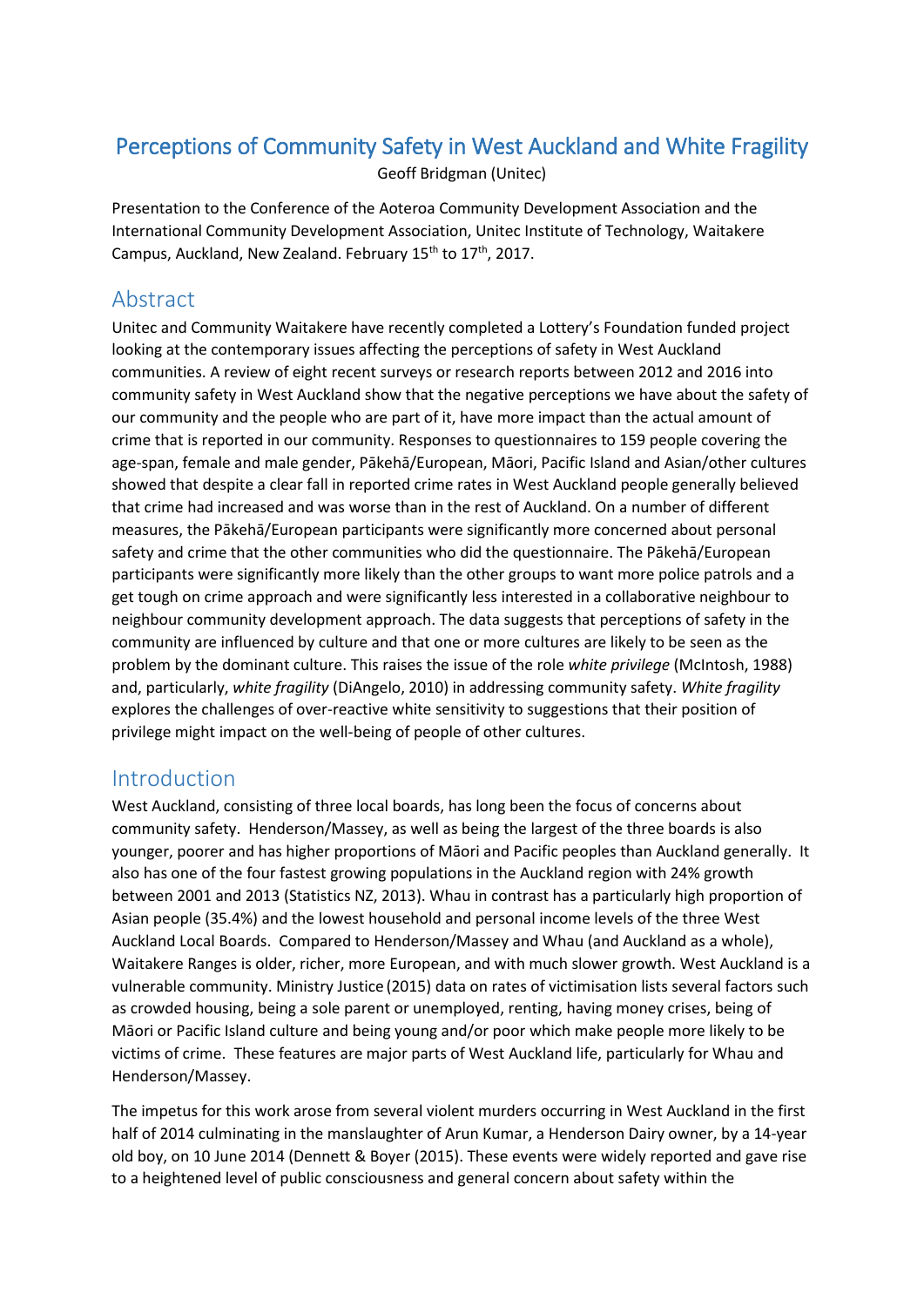# Perceptions of Community Safety in West Auckland and White Fragility

Geoff Bridgman (Unitec)

Presentation to the Conference of the Aoteroa Community Development Association and the International Community Development Association, Unitec Institute of Technology, Waitakere Campus, Auckland, New Zealand. February 15th to 17th, 2017.

## Abstract

Unitec and Community Waitakere have recently completed a Lottery's Foundation funded project looking at the contemporary issues affecting the perceptions of safety in West Auckland communities. A review of eight recent surveys or research reports between 2012 and 2016 into community safety in West Auckland show that the negative perceptions we have about the safety of our community and the people who are part of it, have more impact than the actual amount of crime that is reported in our community. Responses to questionnaires to 159 people covering the age-span, female and male gender, Pākehā/European, Māori, Pacific Island and Asian/other cultures showed that despite a clear fall in reported crime rates in West Auckland people generally believed that crime had increased and was worse than in the rest of Auckland. On a number of different measures, the Pākehā/European participants were significantly more concerned about personal safety and crime that the other communities who did the questionnaire. The Pākehā/European participants were significantly more likely than the other groups to want more police patrols and a get tough on crime approach and were significantly less interested in a collaborative neighbour to neighbour community development approach. The data suggests that perceptions of safety in the community are influenced by culture and that one or more cultures are likely to be seen as the problem by the dominant culture. This raises the issue of the role *white privilege* (McIntosh, 1988) and, particularly, *white fragility* (DiAngelo, 2010) in addressing community safety. *White fragility* explores the challenges of over-reactive white sensitivity to suggestions that their position of privilege might impact on the well-being of people of other cultures.

## Introduction

West Auckland, consisting of three local boards, has long been the focus of concerns about community safety. Henderson/Massey, as well as being the largest of the three boards is also younger, poorer and has higher proportions of Māori and Pacific peoples than Auckland generally. It also has one of the four fastest growing populations in the Auckland region with 24% growth between 2001 and 2013 (Statistics NZ, 2013). Whau in contrast has a particularly high proportion of Asian people (35.4%) and the lowest household and personal income levels of the three West Auckland Local Boards. Compared to Henderson/Massey and Whau (and Auckland as a whole), Waitakere Ranges is older, richer, more European, and with much slower growth. West Auckland is a vulnerable community. Ministry Justice (2015) data on rates of victimisation lists several factors such as crowded housing, being a sole parent or unemployed, renting, having money crises, being of Māori or Pacific Island culture and being young and/or poor which make people more likely to be victims of crime. These features are major parts of West Auckland life, particularly for Whau and Henderson/Massey.

The impetus for this work arose from several violent murders occurring in West Auckland in the first half of 2014 culminating in the manslaughter of Arun Kumar, a Henderson Dairy owner, by a 14-year old boy, on 10 June 2014 (Dennett & Boyer (2015). These events were widely reported and gave rise to a heightened level of public consciousness and general concern about safety within the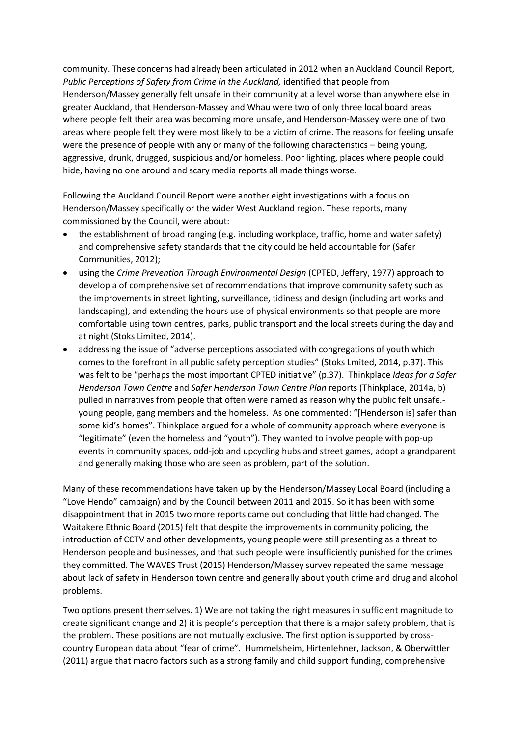community. These concerns had already been articulated in 2012 when an Auckland Council Report, *Public Perceptions of Safety from Crime in the Auckland,* identified that people from Henderson/Massey generally felt unsafe in their community at a level worse than anywhere else in greater Auckland, that Henderson-Massey and Whau were two of only three local board areas where people felt their area was becoming more unsafe, and Henderson-Massey were one of two areas where people felt they were most likely to be a victim of crime. The reasons for feeling unsafe were the presence of people with any or many of the following characteristics – being young, aggressive, drunk, drugged, suspicious and/or homeless. Poor lighting, places where people could hide, having no one around and scary media reports all made things worse.

Following the Auckland Council Report were another eight investigations with a focus on Henderson/Massey specifically or the wider West Auckland region. These reports, many commissioned by the Council, were about:

- the establishment of broad ranging (e.g. including workplace, traffic, home and water safety) and comprehensive safety standards that the city could be held accountable for (Safer Communities, 2012);
- using the *Crime Prevention Through Environmental Design* (CPTED, Jeffery, 1977) approach to develop a of comprehensive set of recommendations that improve community safety such as the improvements in street lighting, surveillance, tidiness and design (including art works and landscaping), and extending the hours use of physical environments so that people are more comfortable using town centres, parks, public transport and the local streets during the day and at night (Stoks Limited, 2014).
- addressing the issue of "adverse perceptions associated with congregations of youth which comes to the forefront in all public safety perception studies" (Stoks Lmited, 2014, p.37). This was felt to be "perhaps the most important CPTED initiative" (p.37). Thinkplace *Ideas for a Safer Henderson Town Centre* and *Safer Henderson Town Centre Plan* reports (Thinkplace, 2014a, b) pulled in narratives from people that often were named as reason why the public felt unsafe.- young people, gang members and the homeless. As one commented: "[Henderson is] safer than some kid's homes". Thinkplace argued for a whole of community approach where everyone is "legitimate" (even the homeless and "youth"). They wanted to involve people with pop-up events in community spaces, odd-job and upcycling hubs and street games, adopt a grandparent and generally making those who are seen as problem, part of the solution.

Many of these recommendations have taken up by the Henderson/Massey Local Board (including a "Love Hendo" campaign) and by the Council between 2011 and 2015. So it has been with some disappointment that in 2015 two more reports came out concluding that little had changed. The Waitakere Ethnic Board (2015) felt that despite the improvements in community policing, the introduction of CCTV and other developments, young people were still presenting as a threat to Henderson people and businesses, and that such people were insufficiently punished for the crimes they committed. The WAVES Trust (2015) Henderson/Massey survey repeated the same message about lack of safety in Henderson town centre and generally about youth crime and drug and alcohol problems.

Two options present themselves. 1) We are not taking the right measures in sufficient magnitude to create significant change and 2) it is people's perception that there is a major safety problem, that is the problem. These positions are not mutually exclusive. The first option is supported by cross-country European data about "fear of crime". Hummelsheim, Hirtenlehner, Jackson, & Oberwittler (2011) argue that macro factors such as a strong family and child support funding, comprehensive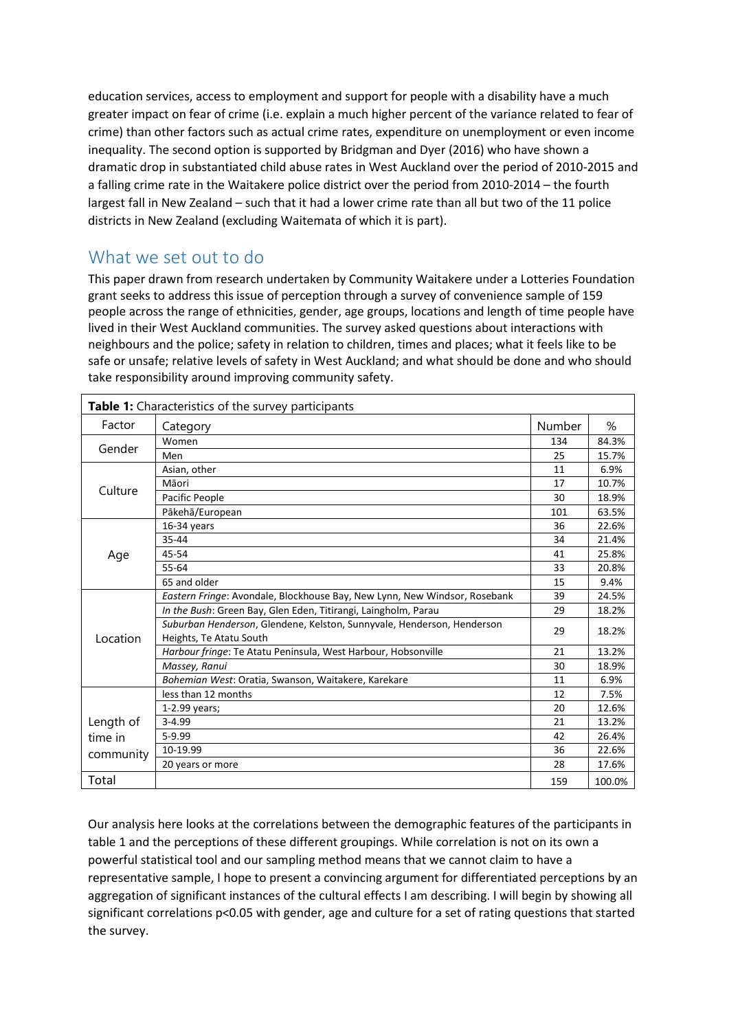education services, access to employment and support for people with a disability have a much greater impact on fear of crime (i.e. explain a much higher percent of the variance related to fear of crime) than other factors such as actual crime rates, expenditure on unemployment or even income inequality. The second option is supported by Bridgman and Dyer (2016) who have shown a dramatic drop in substantiated child abuse rates in West Auckland over the period of 2010-2015 and a falling crime rate in the Waitakere police district over the period from 2010-2014 – the fourth largest fall in New Zealand – such that it had a lower crime rate than all but two of the 11 police districts in New Zealand (excluding Waitemata of which it is part).

## What we set out to do

This paper drawn from research undertaken by Community Waitakere under a Lotteries Foundation grant seeks to address this issue of perception through a survey of convenience sample of 159 people across the range of ethnicities, gender, age groups, locations and length of time people have lived in their West Auckland communities. The survey asked questions about interactions with neighbours and the police; safety in relation to children, times and places; what it feels like to be safe or unsafe; relative levels of safety in West Auckland; and what should be done and who should take responsibility around improving community safety.

**Table 1:** Characteristics of the survey participants

| Factor | Category | Number | % |
|---|---|---|---|
| Gender | Women | 134 | 84.3% |
| | Men | 25 | 15.7% |
| Culture | Asian, other | 11 | 6.9% |
| | Māori | 17 | 10.7% |
| | Pacific People | 30 | 18.9% |
| | Pākehā/European | 101 | 63.5% |
| Age | 16-34 years | 36 | 22.6% |
| | 35-44 | 34 | 21.4% |
| | 45-54 | 41 | 25.8% |
| | 55-64 | 33 | 20.8% |
| | 65 and older | 15 | 9.4% |
| Location | *Eastern Fringe*: Avondale, Blockhouse Bay, New Lynn, New Windsor, Rosebank | 39 | 24.5% |
| | *In the Bush*: Green Bay, Glen Eden, Titirangi, Laingholm, Parau | 29 | 18.2% |
| | *Suburban Henderson*, Glendene, Kelston, Sunnyvale, Henderson, Henderson Heights, Te Atatu South | 29 | 18.2% |
| | *Harbour fringe*: Te Atatu Peninsula, West Harbour, Hobsonville | 21 | 13.2% |
| | *Massey, Ranui* | 30 | 18.9% |
| | *Bohemian West*: Oratia, Swanson, Waitakere, Karekare | 11 | 6.9% |
| Length of time in community | less than 12 months | 12 | 7.5% |
| | 1-2.99 years; | 20 | 12.6% |
| | 3-4.99 | 21 | 13.2% |
| | 5-9.99 | 42 | 26.4% |
| | 10-19.99 | 36 | 22.6% |
| | 20 years or more | 28 | 17.6% |
| Total | | 159 | 100.0% |

Our analysis here looks at the correlations between the demographic features of the participants in table 1 and the perceptions of these different groupings. While correlation is not on its own a powerful statistical tool and our sampling method means that we cannot claim to have a representative sample, I hope to present a convincing argument for differentiated perceptions by an aggregation of significant instances of the cultural effects I am describing. I will begin by showing all significant correlations $p<0.05$ with gender, age and culture for a set of rating questions that started the survey.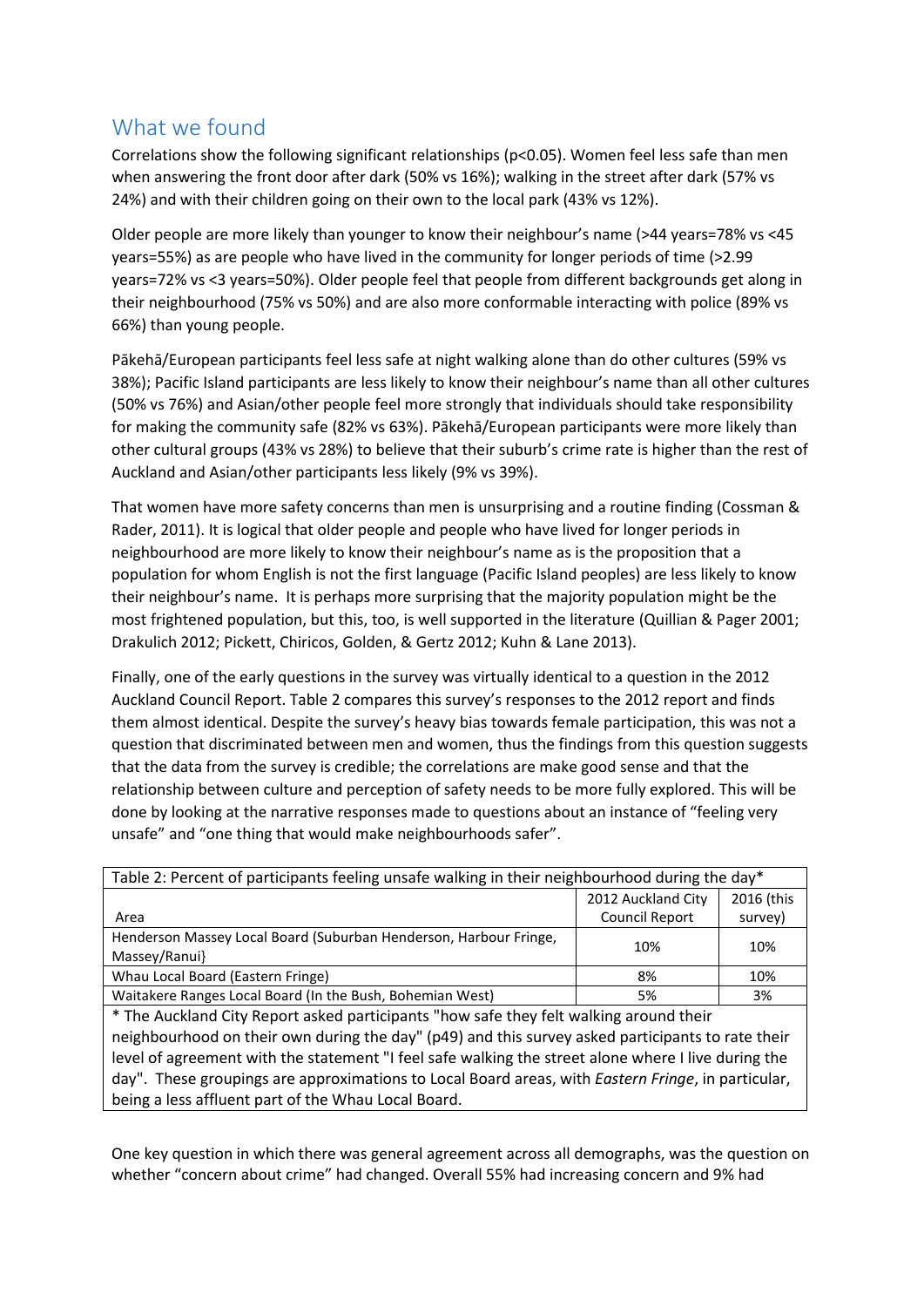## What we found

Correlations show the following significant relationships ($p<0.05$). Women feel less safe than men when answering the front door after dark (50% vs 16%); walking in the street after dark (57% vs 24%) and with their children going on their own to the local park (43% vs 12%).

Older people are more likely than younger to know their neighbour's name (>44 years=78% vs <45 years=55%) as are people who have lived in the community for longer periods of time (>2.99 years=72% vs <3 years=50%). Older people feel that people from different backgrounds get along in their neighbourhood (75% vs 50%) and are also more conformable interacting with police (89% vs 66%) than young people.

Pākehā/European participants feel less safe at night walking alone than do other cultures (59% vs 38%); Pacific Island participants are less likely to know their neighbour's name than all other cultures (50% vs 76%) and Asian/other people feel more strongly that individuals should take responsibility for making the community safe (82% vs 63%). Pākehā/European participants were more likely than other cultural groups (43% vs 28%) to believe that their suburb's crime rate is higher than the rest of Auckland and Asian/other participants less likely (9% vs 39%).

That women have more safety concerns than men is unsurprising and a routine finding (Cossman & Rader, 2011). It is logical that older people and people who have lived for longer periods in neighbourhood are more likely to know their neighbour's name as is the proposition that a population for whom English is not the first language (Pacific Island peoples) are less likely to know their neighbour's name. It is perhaps more surprising that the majority population might be the most frightened population, but this, too, is well supported in the literature (Quillian & Pager 2001; Drakulich 2012; Pickett, Chiricos, Golden, & Gertz 2012; Kuhn & Lane 2013).

Finally, one of the early questions in the survey was virtually identical to a question in the 2012 Auckland Council Report. Table 2 compares this survey's responses to the 2012 report and finds them almost identical. Despite the survey's heavy bias towards female participation, this was not a question that discriminated between men and women, thus the findings from this question suggests that the data from the survey is credible; the correlations are make good sense and that the relationship between culture and perception of safety needs to be more fully explored. This will be done by looking at the narrative responses made to questions about an instance of "feeling very unsafe" and "one thing that would make neighbourhoods safer".

Table 2: Percent of participants feeling unsafe walking in their neighbourhood during the day*

| Area | 2012 Auckland City Council Report | 2016 (this survey) |
|---|---|---|
| Henderson Massey Local Board (Suburban Henderson, Harbour Fringe, Massey/Ranui} | 10% | 10% |
| Whau Local Board (Eastern Fringe) | 8% | 10% |
| Waitakere Ranges Local Board (In the Bush, Bohemian West) | 5% | 3% |

* The Auckland City Report asked participants "how safe they felt walking around their neighbourhood on their own during the day" (p49) and this survey asked participants to rate their level of agreement with the statement "I feel safe walking the street alone where I live during the day". These groupings are approximations to Local Board areas, with *Eastern Fringe*, in particular, being a less affluent part of the Whau Local Board.

One key question in which there was general agreement across all demographs, was the question on whether "concern about crime" had changed. Overall 55% had increasing concern and 9% had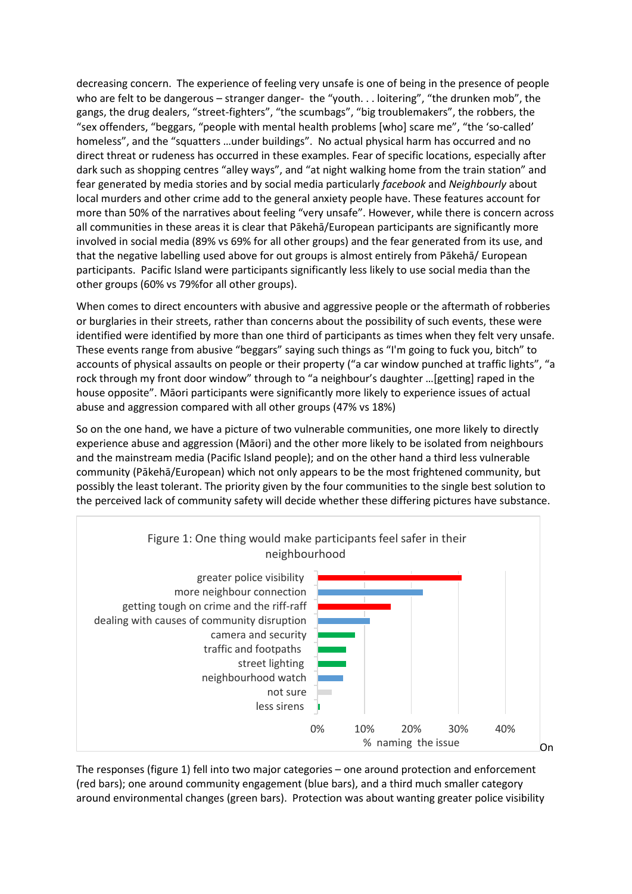decreasing concern. The experience of feeling very unsafe is one of being in the presence of people who are felt to be dangerous – stranger danger- the "youth. . . loitering", "the drunken mob", the gangs, the drug dealers, "street-fighters", "the scumbags", "big troublemakers", the robbers, the "sex offenders, "beggars, "people with mental health problems [who] scare me", "the 'so-called' homeless", and the "squatters …under buildings". No actual physical harm has occurred and no direct threat or rudeness has occurred in these examples. Fear of specific locations, especially after dark such as shopping centres "alley ways", and "at night walking home from the train station" and fear generated by media stories and by social media particularly *facebook* and *Neighbourly* about local murders and other crime add to the general anxiety people have. These features account for more than 50% of the narratives about feeling "very unsafe". However, while there is concern across all communities in these areas it is clear that Pākehā/European participants are significantly more involved in social media (89% vs 69% for all other groups) and the fear generated from its use, and that the negative labelling used above for out groups is almost entirely from Pākehā/ European participants. Pacific Island were participants significantly less likely to use social media than the other groups (60% vs 79%for all other groups).

When comes to direct encounters with abusive and aggressive people or the aftermath of robberies or burglaries in their streets, rather than concerns about the possibility of such events, these were identified were identified by more than one third of participants as times when they felt very unsafe. These events range from abusive "beggars" saying such things as "I'm going to fuck you, bitch" to accounts of physical assaults on people or their property ("a car window punched at traffic lights", "a rock through my front door window" through to "a neighbour's daughter …[getting] raped in the house opposite". Māori participants were significantly more likely to experience issues of actual abuse and aggression compared with all other groups (47% vs 18%)

So on the one hand, we have a picture of two vulnerable communities, one more likely to directly experience abuse and aggression (Māori) and the other more likely to be isolated from neighbours and the mainstream media (Pacific Island people); and on the other hand a third less vulnerable community (Pākehā/European) which not only appears to be the most frightened community, but possibly the least tolerant. The priority given by the four communities to the single best solution to the perceived lack of community safety will decide whether these differing pictures have substance.

Figure 1: One thing would make participants feel safer in their neighbourhood

| Issue | % naming the issue (approx.) |
|---|---|
| greater police visibility | ~31% |
| more neighbour connection | ~22% |
| getting tough on crime and the riff-raff | ~16% |
| dealing with causes of community disruption | ~11% |
| camera and security | ~8% |
| traffic and footpaths | ~6% |
| street lighting | ~6% |
| neighbourhood watch | ~5% |
| not sure | ~3% |
| less sirens | ~0.5% |

On

The responses (figure 1) fell into two major categories – one around protection and enforcement (red bars); one around community engagement (blue bars), and a third much smaller category around environmental changes (green bars). Protection was about wanting greater police visibility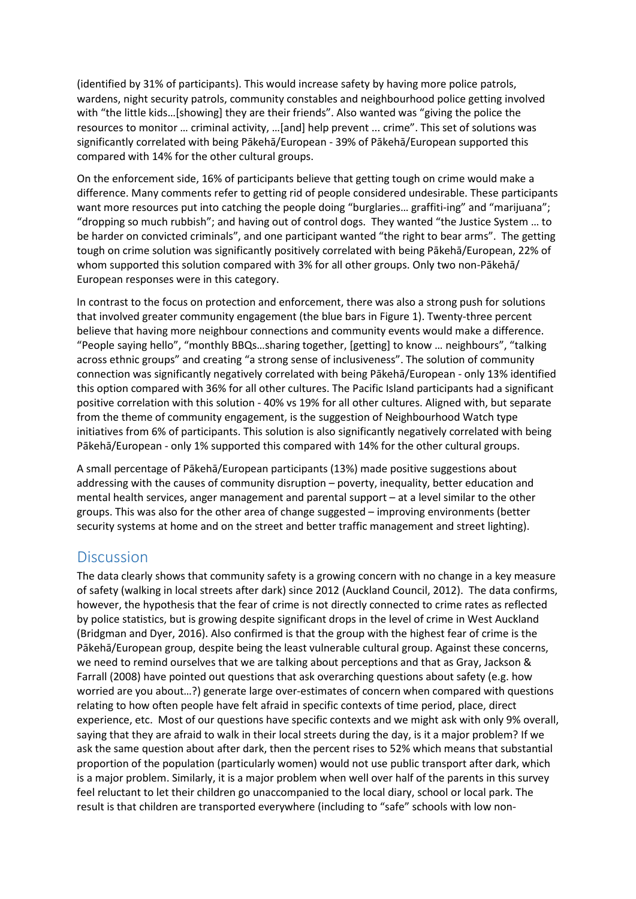(identified by 31% of participants). This would increase safety by having more police patrols, wardens, night security patrols, community constables and neighbourhood police getting involved with "the little kids…[showing] they are their friends". Also wanted was "giving the police the resources to monitor … criminal activity, …[and] help prevent ... crime". This set of solutions was significantly correlated with being Pākehā/European - 39% of Pākehā/European supported this compared with 14% for the other cultural groups.

On the enforcement side, 16% of participants believe that getting tough on crime would make a difference. Many comments refer to getting rid of people considered undesirable. These participants want more resources put into catching the people doing "burglaries… graffiti-ing" and "marijuana"; "dropping so much rubbish"; and having out of control dogs. They wanted "the Justice System … to be harder on convicted criminals", and one participant wanted "the right to bear arms". The getting tough on crime solution was significantly positively correlated with being Pākehā/European, 22% of whom supported this solution compared with 3% for all other groups. Only two non-Pākehā/European responses were in this category.

In contrast to the focus on protection and enforcement, there was also a strong push for solutions that involved greater community engagement (the blue bars in Figure 1). Twenty-three percent believe that having more neighbour connections and community events would make a difference. "People saying hello", "monthly BBQs…sharing together, [getting] to know … neighbours", "talking across ethnic groups" and creating "a strong sense of inclusiveness". The solution of community connection was significantly negatively correlated with being Pākehā/European - only 13% identified this option compared with 36% for all other cultures. The Pacific Island participants had a significant positive correlation with this solution - 40% vs 19% for all other cultures. Aligned with, but separate from the theme of community engagement, is the suggestion of Neighbourhood Watch type initiatives from 6% of participants. This solution is also significantly negatively correlated with being Pākehā/European - only 1% supported this compared with 14% for the other cultural groups.

A small percentage of Pākehā/European participants (13%) made positive suggestions about addressing with the causes of community disruption – poverty, inequality, better education and mental health services, anger management and parental support – at a level similar to the other groups. This was also for the other area of change suggested – improving environments (better security systems at home and on the street and better traffic management and street lighting).

## Discussion

The data clearly shows that community safety is a growing concern with no change in a key measure of safety (walking in local streets after dark) since 2012 (Auckland Council, 2012). The data confirms, however, the hypothesis that the fear of crime is not directly connected to crime rates as reflected by police statistics, but is growing despite significant drops in the level of crime in West Auckland (Bridgman and Dyer, 2016). Also confirmed is that the group with the highest fear of crime is the Pākehā/European group, despite being the least vulnerable cultural group. Against these concerns, we need to remind ourselves that we are talking about perceptions and that as Gray, Jackson & Farrall (2008) have pointed out questions that ask overarching questions about safety (e.g. how worried are you about…?) generate large over-estimates of concern when compared with questions relating to how often people have felt afraid in specific contexts of time period, place, direct experience, etc. Most of our questions have specific contexts and we might ask with only 9% overall, saying that they are afraid to walk in their local streets during the day, is it a major problem? If we ask the same question about after dark, then the percent rises to 52% which means that substantial proportion of the population (particularly women) would not use public transport after dark, which is a major problem. Similarly, it is a major problem when well over half of the parents in this survey feel reluctant to let their children go unaccompanied to the local diary, school or local park. The result is that children are transported everywhere (including to "safe" schools with low non-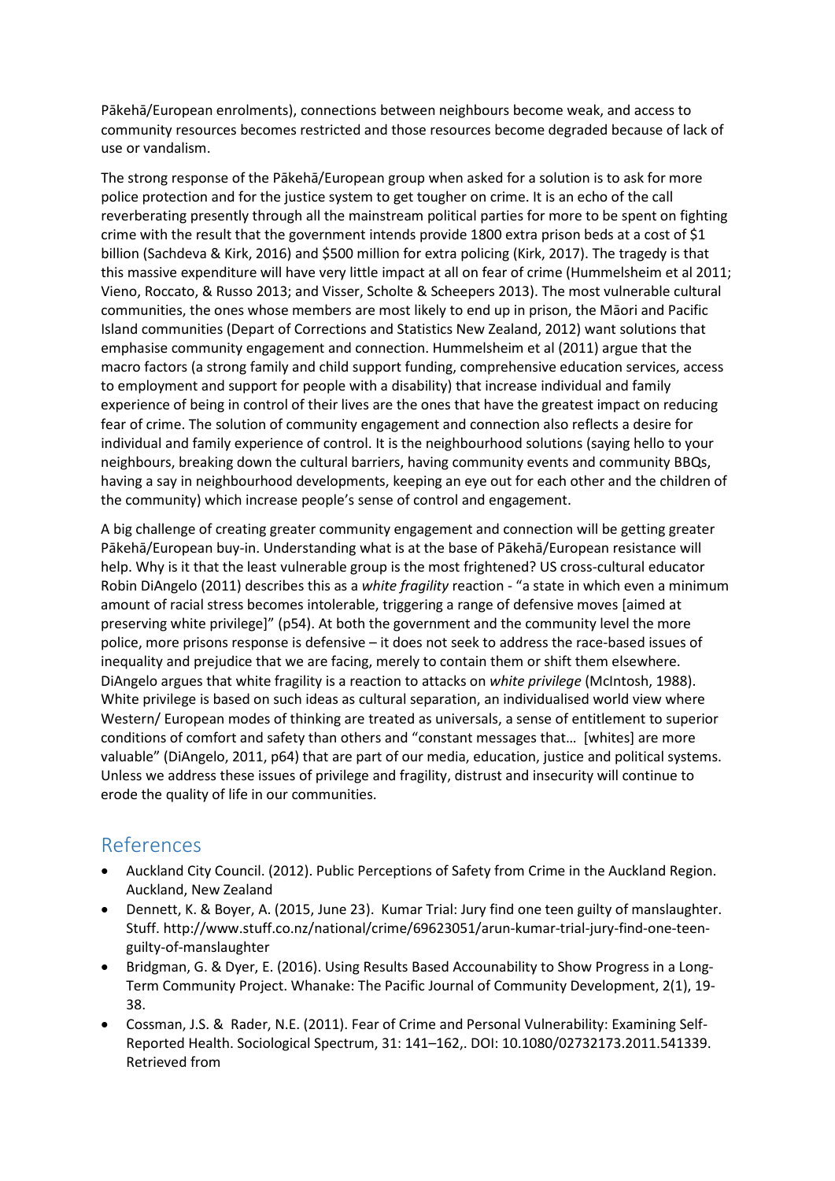Pākehā/European enrolments), connections between neighbours become weak, and access to community resources becomes restricted and those resources become degraded because of lack of use or vandalism.

The strong response of the Pākehā/European group when asked for a solution is to ask for more police protection and for the justice system to get tougher on crime. It is an echo of the call reverberating presently through all the mainstream political parties for more to be spent on fighting crime with the result that the government intends provide 1800 extra prison beds at a cost of $1 billion (Sachdeva & Kirk, 2016) and $500 million for extra policing (Kirk, 2017). The tragedy is that this massive expenditure will have very little impact at all on fear of crime (Hummelsheim et al 2011; Vieno, Roccato, & Russo 2013; and Visser, Scholte & Scheepers 2013). The most vulnerable cultural communities, the ones whose members are most likely to end up in prison, the Māori and Pacific Island communities (Depart of Corrections and Statistics New Zealand, 2012) want solutions that emphasise community engagement and connection. Hummelsheim et al (2011) argue that the macro factors (a strong family and child support funding, comprehensive education services, access to employment and support for people with a disability) that increase individual and family experience of being in control of their lives are the ones that have the greatest impact on reducing fear of crime. The solution of community engagement and connection also reflects a desire for individual and family experience of control. It is the neighbourhood solutions (saying hello to your neighbours, breaking down the cultural barriers, having community events and community BBQs, having a say in neighbourhood developments, keeping an eye out for each other and the children of the community) which increase people's sense of control and engagement.

A big challenge of creating greater community engagement and connection will be getting greater Pākehā/European buy-in. Understanding what is at the base of Pākehā/European resistance will help. Why is it that the least vulnerable group is the most frightened? US cross-cultural educator Robin DiAngelo (2011) describes this as a *white fragility* reaction - "a state in which even a minimum amount of racial stress becomes intolerable, triggering a range of defensive moves [aimed at preserving white privilege]" (p54). At both the government and the community level the more police, more prisons response is defensive – it does not seek to address the race-based issues of inequality and prejudice that we are facing, merely to contain them or shift them elsewhere. DiAngelo argues that white fragility is a reaction to attacks on *white privilege* (McIntosh, 1988). White privilege is based on such ideas as cultural separation, an individualised world view where Western/ European modes of thinking are treated as universals, a sense of entitlement to superior conditions of comfort and safety than others and "constant messages that… [whites] are more valuable" (DiAngelo, 2011, p64) that are part of our media, education, justice and political systems. Unless we address these issues of privilege and fragility, distrust and insecurity will continue to erode the quality of life in our communities.

## References

- Auckland City Council. (2012). Public Perceptions of Safety from Crime in the Auckland Region. Auckland, New Zealand
- Dennett, K. & Boyer, A. (2015, June 23). Kumar Trial: Jury find one teen guilty of manslaughter. Stuff. http://www.stuff.co.nz/national/crime/69623051/arun-kumar-trial-jury-find-one-teen-guilty-of-manslaughter
- Bridgman, G. & Dyer, E. (2016). Using Results Based Accounability to Show Progress in a Long-Term Community Project. Whanake: The Pacific Journal of Community Development, 2(1), 19-38.
- Cossman, J.S. & Rader, N.E. (2011). Fear of Crime and Personal Vulnerability: Examining Self-Reported Health. Sociological Spectrum, 31: 141–162,. DOI: 10.1080/02732173.2011.541339. Retrieved from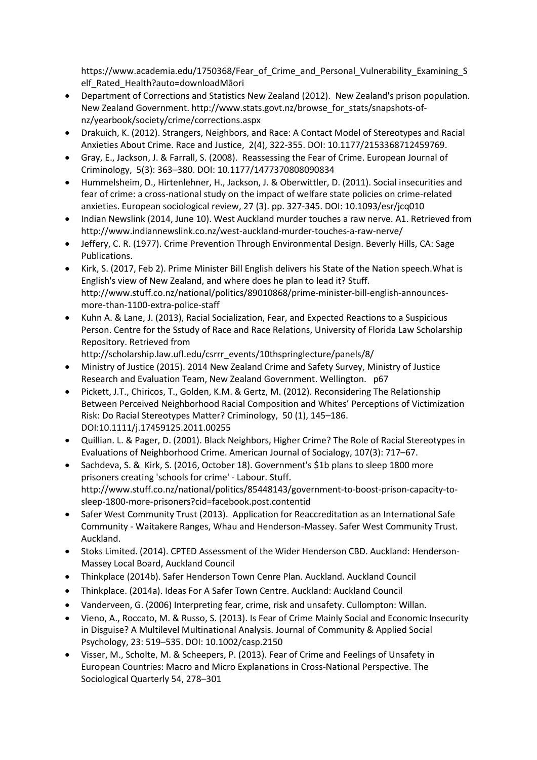https://www.academia.edu/1750368/Fear_of_Crime_and_Personal_Vulnerability_Examining_Self_Rated_Health?auto=downloadMāori

- Department of Corrections and Statistics New Zealand (2012). New Zealand's prison population. New Zealand Government. http://www.stats.govt.nz/browse_for_stats/snapshots-of-nz/yearbook/society/crime/corrections.aspx
- Drakuich, K. (2012). Strangers, Neighbors, and Race: A Contact Model of Stereotypes and Racial Anxieties About Crime. Race and Justice, 2(4), 322-355. DOI: 10.1177/2153368712459769.
- Gray, E., Jackson, J. & Farrall, S. (2008). Reassessing the Fear of Crime. European Journal of Criminology, 5(3): 363–380. DOI: 10.1177/1477370808090834
- Hummelsheim, D., Hirtenlehner, H., Jackson, J. & Oberwittler, D. (2011). Social insecurities and fear of crime: a cross-national study on the impact of welfare state policies on crime-related anxieties. European sociological review, 27 (3). pp. 327-345. DOI: 10.1093/esr/jcq010
- Indian Newslink (2014, June 10). West Auckland murder touches a raw nerve. A1. Retrieved from http://www.indiannewslink.co.nz/west-auckland-murder-touches-a-raw-nerve/
- Jeffery, C. R. (1977). Crime Prevention Through Environmental Design. Beverly Hills, CA: Sage Publications.
- Kirk, S. (2017, Feb 2). Prime Minister Bill English delivers his State of the Nation speech.What is English's view of New Zealand, and where does he plan to lead it? Stuff. http://www.stuff.co.nz/national/politics/89010868/prime-minister-bill-english-announces-more-than-1100-extra-police-staff
- Kuhn A. & Lane, J. (2013), Racial Socialization, Fear, and Expected Reactions to a Suspicious Person. Centre for the Sstudy of Race and Race Relations, University of Florida Law Scholarship Repository. Retrieved from http://scholarship.law.ufl.edu/csrrr_events/10thspringlecture/panels/8/
- Ministry of Justice (2015). 2014 New Zealand Crime and Safety Survey, Ministry of Justice Research and Evaluation Team, New Zealand Government. Wellington. p67
- Pickett, J.T., Chiricos, T., Golden, K.M. & Gertz, M. (2012). Reconsidering The Relationship Between Perceived Neighborhood Racial Composition and Whites' Perceptions of Victimization Risk: Do Racial Stereotypes Matter? Criminology, 50 (1), 145–186. DOI:10.1111/j.17459125.2011.00255
- Quillian. L. & Pager, D. (2001). Black Neighbors, Higher Crime? The Role of Racial Stereotypes in Evaluations of Neighborhood Crime. American Journal of Socialogy, 107(3): 717–67.
- Sachdeva, S. & Kirk, S. (2016, October 18). Government's $1b plans to sleep 1800 more prisoners creating 'schools for crime' - Labour. Stuff. http://www.stuff.co.nz/national/politics/85448143/government-to-boost-prison-capacity-to-sleep-1800-more-prisoners?cid=facebook.post.contentid
- Safer West Community Trust (2013). Application for Reaccreditation as an International Safe Community - Waitakere Ranges, Whau and Henderson-Massey. Safer West Community Trust. Auckland.
- Stoks Limited. (2014). CPTED Assessment of the Wider Henderson CBD. Auckland: Henderson-Massey Local Board, Auckland Council
- Thinkplace (2014b). Safer Henderson Town Cenre Plan. Auckland. Auckland Council
- Thinkplace. (2014a). Ideas For A Safer Town Centre. Auckland: Auckland Council
- Vanderveen, G. (2006) Interpreting fear, crime, risk and unsafety. Cullompton: Willan.
- Vieno, A., Roccato, M. & Russo, S. (2013). Is Fear of Crime Mainly Social and Economic Insecurity in Disguise? A Multilevel Multinational Analysis. Journal of Community & Applied Social Psychology, 23: 519–535. DOI: 10.1002/casp.2150
- Visser, M., Scholte, M. & Scheepers, P. (2013). Fear of Crime and Feelings of Unsafety in European Countries: Macro and Micro Explanations in Cross-National Perspective. The Sociological Quarterly 54, 278–301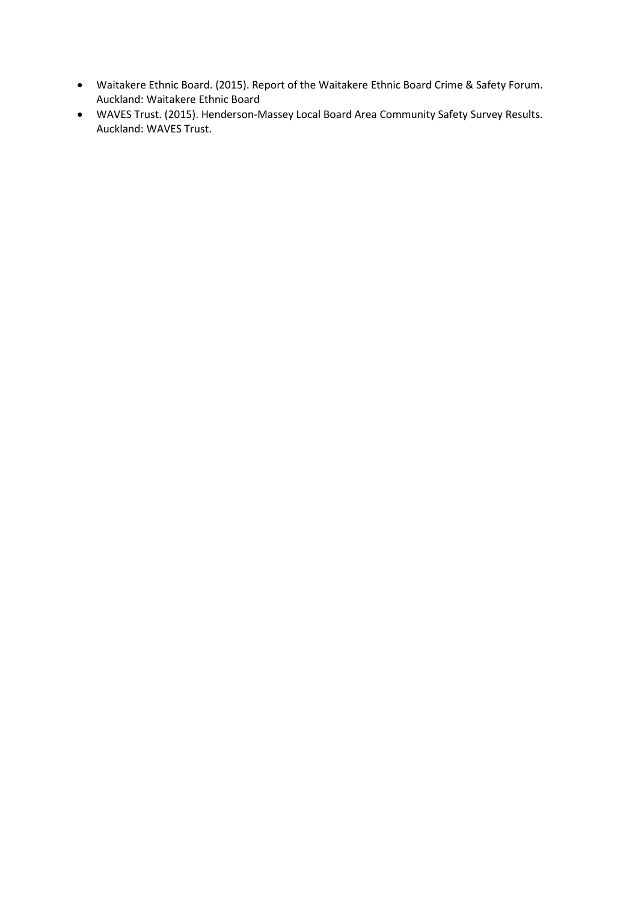- Waitakere Ethnic Board. (2015). Report of the Waitakere Ethnic Board Crime & Safety Forum. Auckland: Waitakere Ethnic Board
- WAVES Trust. (2015). Henderson-Massey Local Board Area Community Safety Survey Results. Auckland: WAVES Trust.